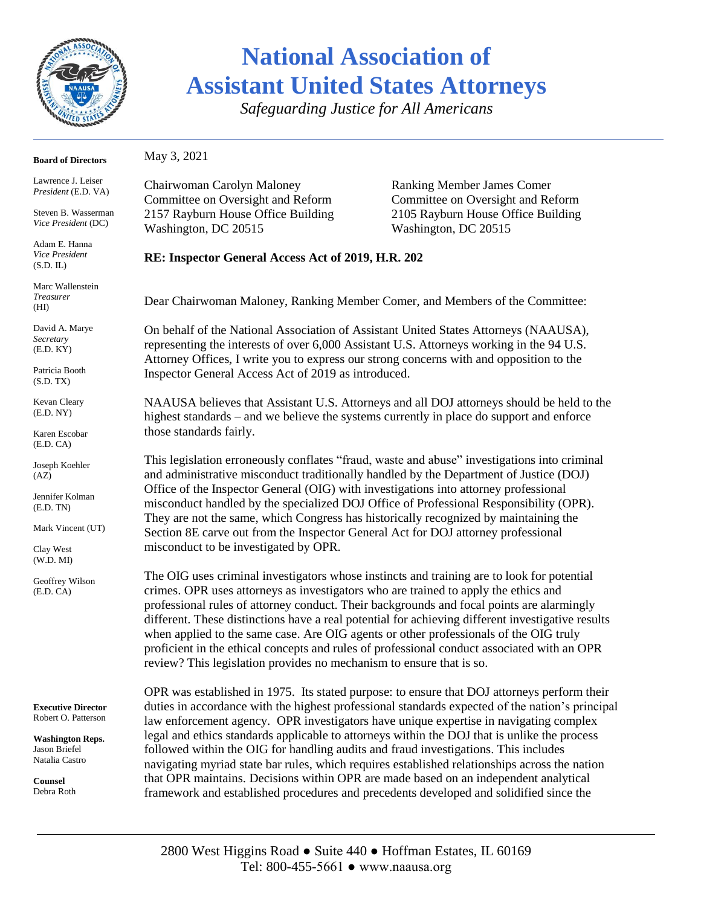# National Association of Assistant United States Attorneys

*Safeguarding Justice for All Americans*

**Board of Directors**

Lawrence J. Leiser
*President* (E.D. VA)

Steven B. Wasserman
*Vice President* (DC)

Adam E. Hanna
*Vice President*
(S.D. IL)

Marc Wallenstein
*Treasurer*
(HI)

David A. Marye
*Secretary*
(E.D. KY)

Patricia Booth
(S.D. TX)

Kevan Cleary
(E.D. NY)

Karen Escobar
(E.D. CA)

Joseph Koehler
(AZ)

Jennifer Kolman
(E.D. TN)

Mark Vincent (UT)

Clay West
(W.D. MI)

Geoffrey Wilson
(E.D. CA)

**Executive Director**
Robert O. Patterson

**Washington Reps.**
Jason Briefel
Natalia Castro

**Counsel**
Debra Roth

May 3, 2021

Chairwoman Carolyn Maloney
Committee on Oversight and Reform
2157 Rayburn House Office Building
Washington, DC 20515

Ranking Member James Comer
Committee on Oversight and Reform
2105 Rayburn House Office Building
Washington, DC 20515

**RE: Inspector General Access Act of 2019, H.R. 202**

Dear Chairwoman Maloney, Ranking Member Comer, and Members of the Committee:

On behalf of the National Association of Assistant United States Attorneys (NAAUSA), representing the interests of over 6,000 Assistant U.S. Attorneys working in the 94 U.S. Attorney Offices, I write you to express our strong concerns with and opposition to the Inspector General Access Act of 2019 as introduced.

NAAUSA believes that Assistant U.S. Attorneys and all DOJ attorneys should be held to the highest standards – and we believe the systems currently in place do support and enforce those standards fairly.

This legislation erroneously conflates "fraud, waste and abuse" investigations into criminal and administrative misconduct traditionally handled by the Department of Justice (DOJ) Office of the Inspector General (OIG) with investigations into attorney professional misconduct handled by the specialized DOJ Office of Professional Responsibility (OPR). They are not the same, which Congress has historically recognized by maintaining the Section 8E carve out from the Inspector General Act for DOJ attorney professional misconduct to be investigated by OPR.

The OIG uses criminal investigators whose instincts and training are to look for potential crimes. OPR uses attorneys as investigators who are trained to apply the ethics and professional rules of attorney conduct. Their backgrounds and focal points are alarmingly different. These distinctions have a real potential for achieving different investigative results when applied to the same case. Are OIG agents or other professionals of the OIG truly proficient in the ethical concepts and rules of professional conduct associated with an OPR review? This legislation provides no mechanism to ensure that is so.

OPR was established in 1975. Its stated purpose: to ensure that DOJ attorneys perform their duties in accordance with the highest professional standards expected of the nation's principal law enforcement agency. OPR investigators have unique expertise in navigating complex legal and ethics standards applicable to attorneys within the DOJ that is unlike the process followed within the OIG for handling audits and fraud investigations. This includes navigating myriad state bar rules, which requires established relationships across the nation that OPR maintains. Decisions within OPR are made based on an independent analytical framework and established procedures and precedents developed and solidified since the

2800 West Higgins Road ● Suite 440 ● Hoffman Estates, IL 60169
Tel: 800-455-5661 ● www.naausa.org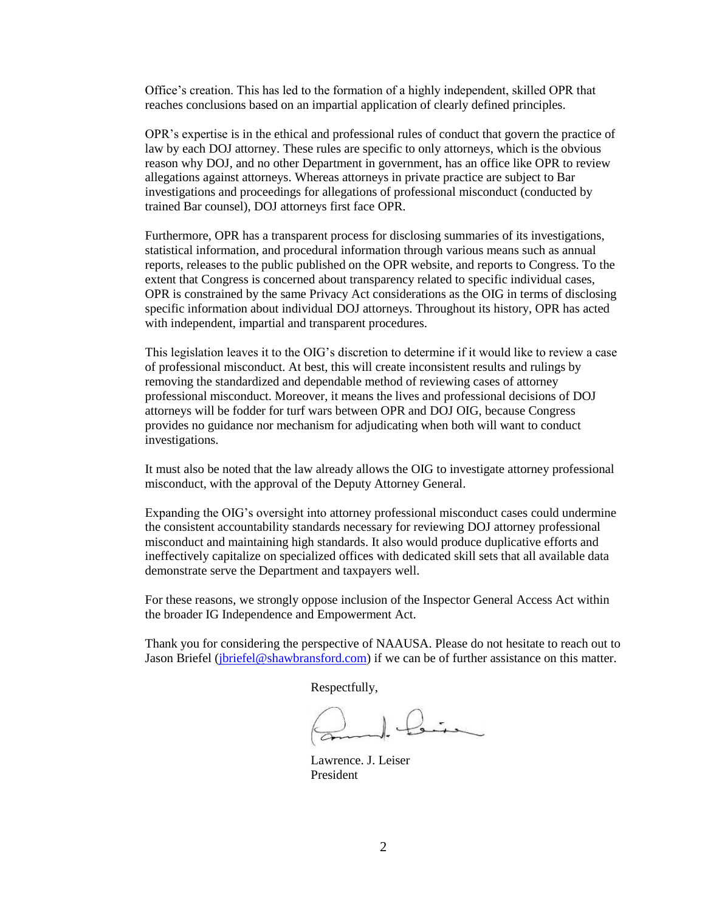Office's creation. This has led to the formation of a highly independent, skilled OPR that reaches conclusions based on an impartial application of clearly defined principles.

OPR's expertise is in the ethical and professional rules of conduct that govern the practice of law by each DOJ attorney. These rules are specific to only attorneys, which is the obvious reason why DOJ, and no other Department in government, has an office like OPR to review allegations against attorneys. Whereas attorneys in private practice are subject to Bar investigations and proceedings for allegations of professional misconduct (conducted by trained Bar counsel), DOJ attorneys first face OPR.

Furthermore, OPR has a transparent process for disclosing summaries of its investigations, statistical information, and procedural information through various means such as annual reports, releases to the public published on the OPR website, and reports to Congress. To the extent that Congress is concerned about transparency related to specific individual cases, OPR is constrained by the same Privacy Act considerations as the OIG in terms of disclosing specific information about individual DOJ attorneys. Throughout its history, OPR has acted with independent, impartial and transparent procedures.

This legislation leaves it to the OIG's discretion to determine if it would like to review a case of professional misconduct. At best, this will create inconsistent results and rulings by removing the standardized and dependable method of reviewing cases of attorney professional misconduct. Moreover, it means the lives and professional decisions of DOJ attorneys will be fodder for turf wars between OPR and DOJ OIG, because Congress provides no guidance nor mechanism for adjudicating when both will want to conduct investigations.

It must also be noted that the law already allows the OIG to investigate attorney professional misconduct, with the approval of the Deputy Attorney General.

Expanding the OIG's oversight into attorney professional misconduct cases could undermine the consistent accountability standards necessary for reviewing DOJ attorney professional misconduct and maintaining high standards. It also would produce duplicative efforts and ineffectively capitalize on specialized offices with dedicated skill sets that all available data demonstrate serve the Department and taxpayers well.

For these reasons, we strongly oppose inclusion of the Inspector General Access Act within the broader IG Independence and Empowerment Act.

Thank you for considering the perspective of NAAUSA. Please do not hesitate to reach out to Jason Briefel (jbriefel@shawbransford.com) if we can be of further assistance on this matter.

Respectfully,

Lawrence. J. Leiser
President